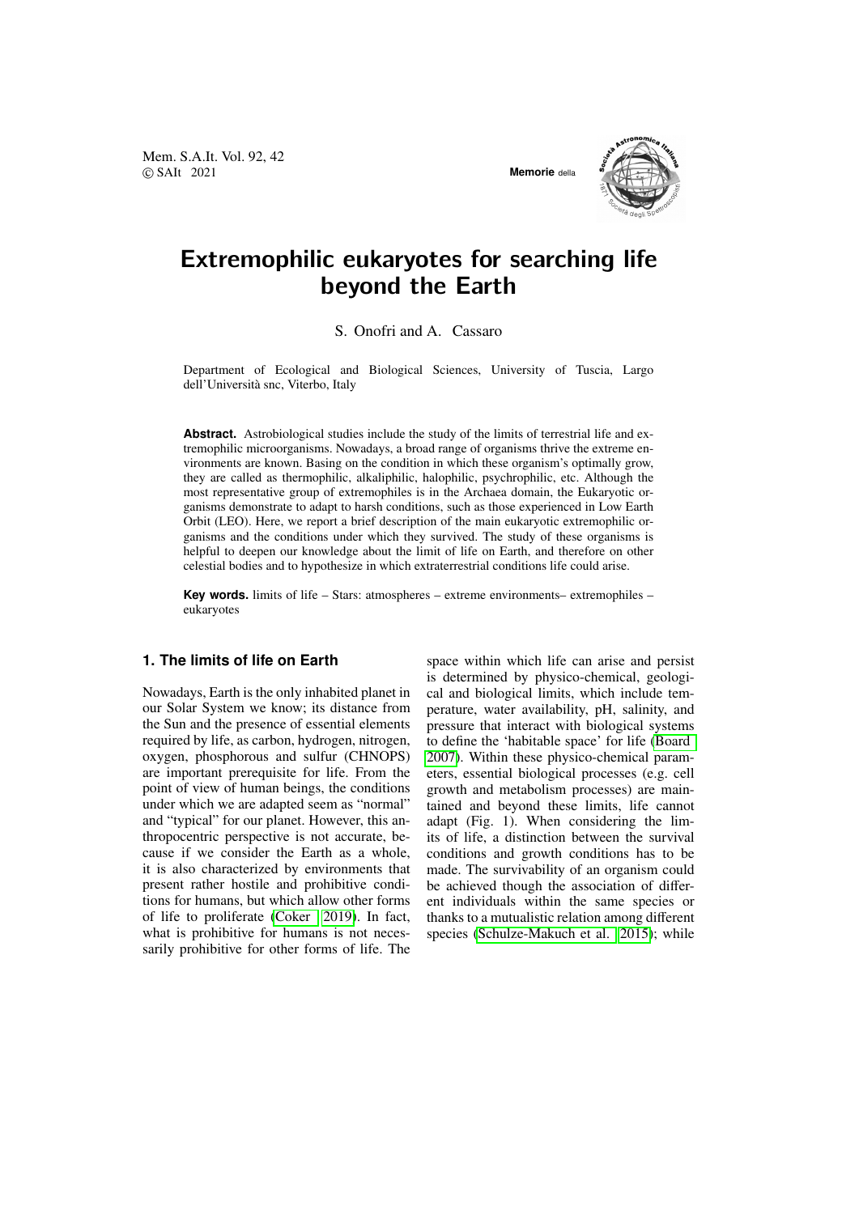# Extremophilic eukaryotes for searching life beyond the Earth

S. Onofri and A. Cassaro

Department of Ecological and Biological Sciences, University of Tuscia, Largo dell'Università snc, Viterbo, Italy

**Abstract.** Astrobiological studies include the study of the limits of terrestrial life and extremophilic microorganisms. Nowadays, a broad range of organisms thrive the extreme environments are known. Basing on the condition in which these organism's optimally grow, they are called as thermophilic, alkaliphilic, halophilic, psychrophilic, etc. Although the most representative group of extremophiles is in the Archaea domain, the Eukaryotic organisms demonstrate to adapt to harsh conditions, such as those experienced in Low Earth Orbit (LEO). Here, we report a brief description of the main eukaryotic extremophilic organisms and the conditions under which they survived. The study of these organisms is helpful to deepen our knowledge about the limit of life on Earth, and therefore on other celestial bodies and to hypothesize in which extraterrestrial conditions life could arise.

**Key words.** limits of life – Stars: atmospheres – extreme environments– extremophiles – eukaryotes

## 1. The limits of life on Earth

Nowadays, Earth is the only inhabited planet in our Solar System we know; its distance from the Sun and the presence of essential elements required by life, as carbon, hydrogen, nitrogen, oxygen, phosphorous and sulfur (CHNOPS) are important prerequisite for life. From the point of view of human beings, the conditions under which we are adapted seem as "normal" and "typical" for our planet. However, this anthropocentric perspective is not accurate, because if we consider the Earth as a whole, it is also characterized by environments that present rather hostile and prohibitive conditions for humans, but which allow other forms of life to proliferate (Coker 2019). In fact, what is prohibitive for humans is not necessarily prohibitive for other forms of life. The space within which life can arise and persist is determined by physico-chemical, geological and biological limits, which include temperature, water availability, pH, salinity, and pressure that interact with biological systems to define the 'habitable space' for life (Board 2007). Within these physico-chemical parameters, essential biological processes (e.g. cell growth and metabolism processes) are maintained and beyond these limits, life cannot adapt (Fig. 1). When considering the limits of life, a distinction between the survival conditions and growth conditions has to be made. The survivability of an organism could be achieved though the association of different individuals within the same species or thanks to a mutualistic relation among different species (Schulze-Makuch et al. 2015); while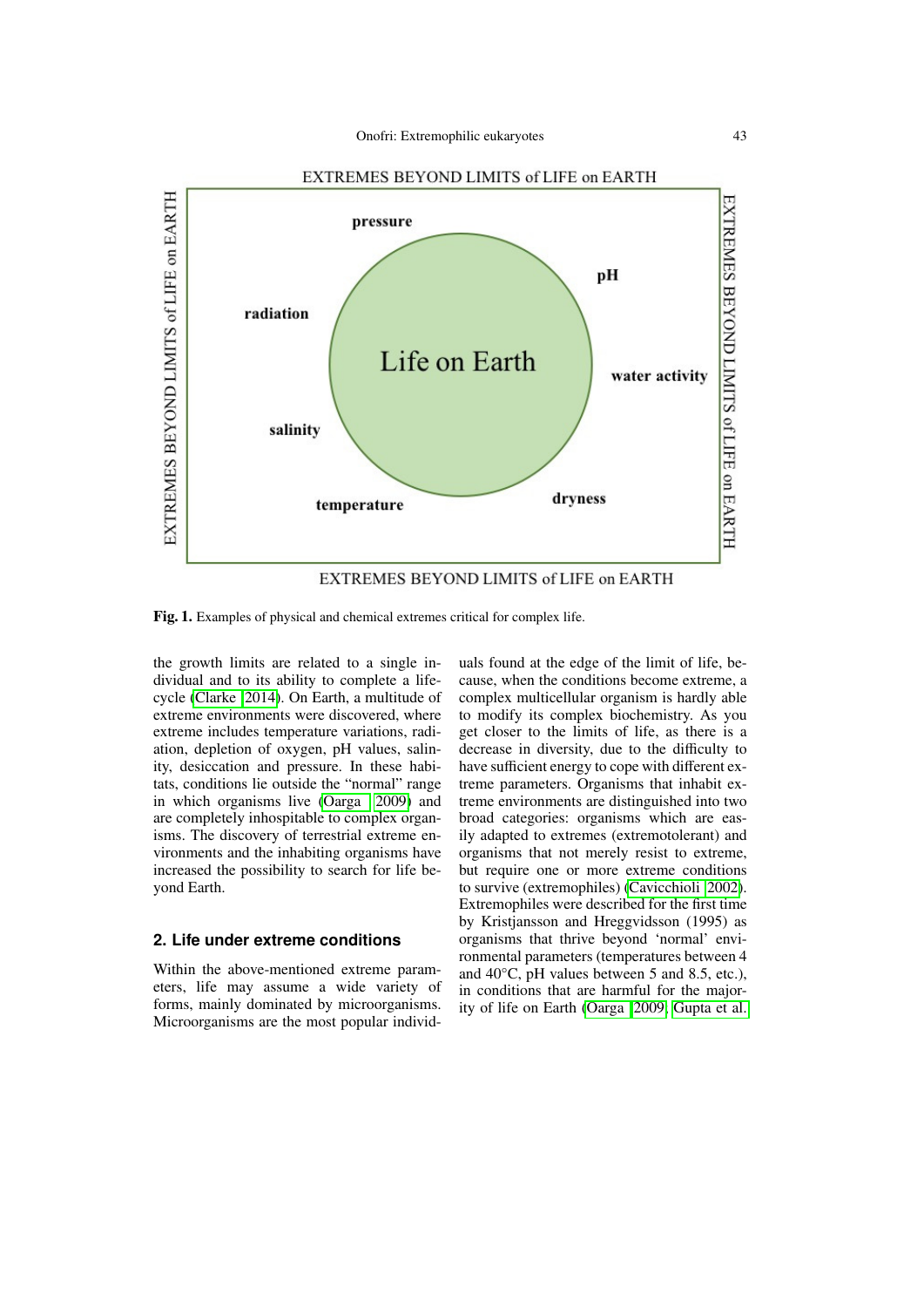EXTREMES BEYOND LIMITS of LIFE on EARTH

Life on Earth

pressure

pH

radiation

water activity

salinity

temperature

dryness

**Fig. 1.** Examples of physical and chemical extremes critical for complex life.

the growth limits are related to a single individual and to its ability to complete a lifecycle (Clarke 2014). On Earth, a multitude of extreme environments were discovered, where extreme includes temperature variations, radiation, depletion of oxygen, pH values, salinity, desiccation and pressure. In these habitats, conditions lie outside the "normal" range in which organisms live (Oarga 2009) and are completely inhospitable to complex organisms. The discovery of terrestrial extreme environments and the inhabiting organisms have increased the possibility to search for life beyond Earth.

## 2. Life under extreme conditions

Within the above-mentioned extreme parameters, life may assume a wide variety of forms, mainly dominated by microorganisms. Microorganisms are the most popular individuals found at the edge of the limit of life, because, when the conditions become extreme, a complex multicellular organism is hardly able to modify its complex biochemistry. As you get closer to the limits of life, as there is a decrease in diversity, due to the difficulty to have sufficient energy to cope with different extreme parameters. Organisms that inhabit extreme environments are distinguished into two broad categories: organisms which are easily adapted to extremes (extremotolerant) and organisms that not merely resist to extreme, but require one or more extreme conditions to survive (extremophiles) (Cavicchioli 2002). Extremophiles were described for the first time by Kristjansson and Hreggvidsson (1995) as organisms that thrive beyond 'normal' environmental parameters (temperatures between 4 and 40°C, pH values between 5 and 8.5, etc.), in conditions that are harmful for the majority of life on Earth (Oarga 2009; Gupta et al.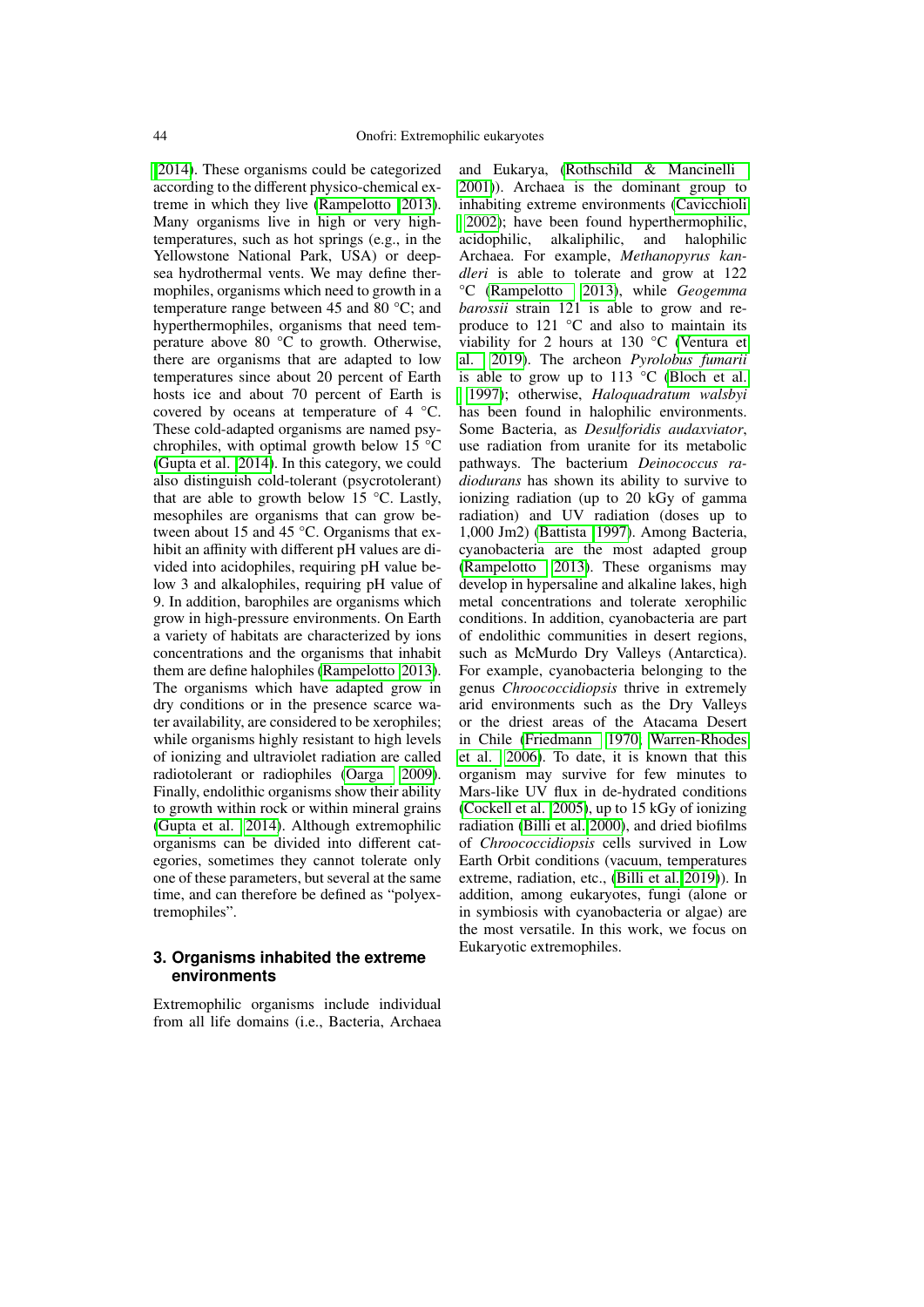2014). These organisms could be categorized according to the different physico-chemical extreme in which they live (Rampelotto 2013). Many organisms live in high or very high-temperatures, such as hot springs (e.g., in the Yellowstone National Park, USA) or deep-sea hydrothermal vents. We may define thermophiles, organisms which need to growth in a temperature range between 45 and 80 °C; and hyperthermophiles, organisms that need temperature above 80 °C to growth. Otherwise, there are organisms that are adapted to low temperatures since about 20 percent of Earth hosts ice and about 70 percent of Earth is covered by oceans at temperature of 4 °C. These cold-adapted organisms are named psychrophiles, with optimal growth below 15 °C (Gupta et al. 2014). In this category, we could also distinguish cold-tolerant (psycrotolerant) that are able to growth below 15 °C. Lastly, mesophiles are organisms that can grow between about 15 and 45 °C. Organisms that exhibit an affinity with different pH values are divided into acidophiles, requiring pH value below 3 and alkalophiles, requiring pH value of 9. In addition, barophiles are organisms which grow in high-pressure environments. On Earth a variety of habitats are characterized by ions concentrations and the organisms that inhabit them are define halophiles (Rampelotto 2013). The organisms which have adapted grow in dry conditions or in the presence scarce water availability, are considered to be xerophiles; while organisms highly resistant to high levels of ionizing and ultraviolet radiation are called radiotolerant or radiophiles (Oarga 2009). Finally, endolithic organisms show their ability to growth within rock or within mineral grains (Gupta et al. 2014). Although extremophilic organisms can be divided into different categories, sometimes they cannot tolerate only one of these parameters, but several at the same time, and can therefore be defined as "polyextremophiles".

## 3. Organisms inhabited the extreme environments

Extremophilic organisms include individual from all life domains (i.e., Bacteria, Archaea and Eukarya, (Rothschild & Mancinelli 2001)). Archaea is the dominant group to inhabiting extreme environments (Cavicchioli 2002); have been found hyperthermophilic, acidophilic, alkaliphilic, and halophilic Archaea. For example, *Methanopyrus kandleri* is able to tolerate and grow at 122 °C (Rampelotto 2013), while *Geogemma barossii* strain 121 is able to grow and reproduce to 121 °C and also to maintain its viability for 2 hours at 130 °C (Ventura et al. 2019). The archeon *Pyrolobus fumarii* is able to grow up to 113 °C (Bloch et al. 1997); otherwise, *Haloquadratum walsbyi* has been found in halophilic environments. Some Bacteria, as *Desulforidis audaxviator*, use radiation from uranite for its metabolic pathways. The bacterium *Deinococcus radiodurans* has shown its ability to survive to ionizing radiation (up to 20 kGy of gamma radiation) and UV radiation (doses up to 1,000 Jm2) (Battista 1997). Among Bacteria, cyanobacteria are the most adapted group (Rampelotto 2013). These organisms may develop in hypersaline and alkaline lakes, high metal concentrations and tolerate xerophilic conditions. In addition, cyanobacteria are part of endolithic communities in desert regions, such as McMurdo Dry Valleys (Antarctica). For example, cyanobacteria belonging to the genus *Chroococcidiopsis* thrive in extremely arid environments such as the Dry Valleys or the driest areas of the Atacama Desert in Chile (Friedmann 1970, Warren-Rhodes et al. 2006). To date, it is known that this organism may survive for few minutes to Mars-like UV flux in de-hydrated conditions (Cockell et al. 2005), up to 15 kGy of ionizing radiation (Billi et al. 2000), and dried biofilms of *Chroococcidiopsis* cells survived in Low Earth Orbit conditions (vacuum, temperatures extreme, radiation, etc., (Billi et al. 2019)). In addition, among eukaryotes, fungi (alone or in symbiosis with cyanobacteria or algae) are the most versatile. In this work, we focus on Eukaryotic extremophiles.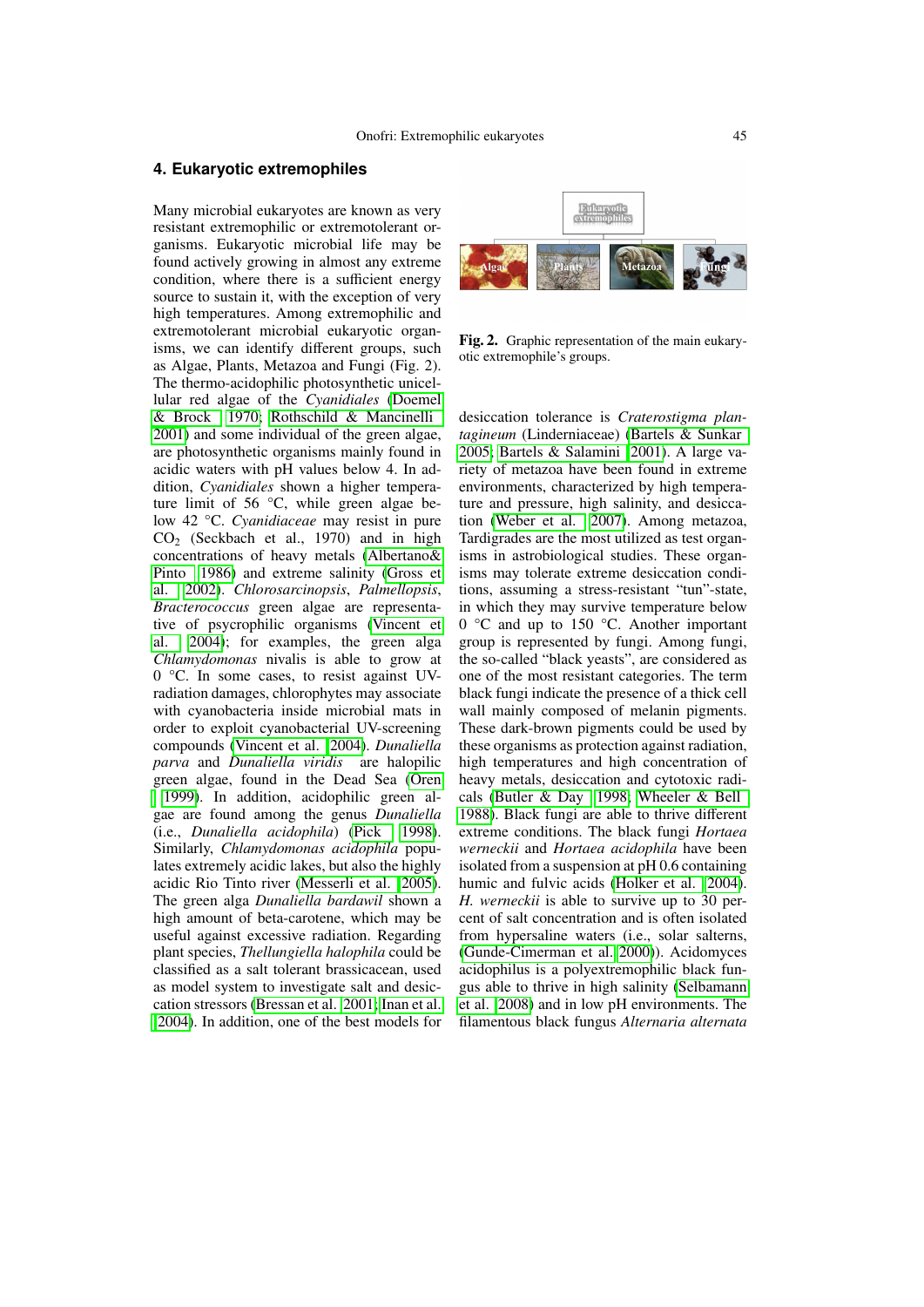## 4. Eukaryotic extremophiles

Many microbial eukaryotes are known as very resistant extremophilic or extremotolerant organisms. Eukaryotic microbial life may be found actively growing in almost any extreme condition, where there is a sufficient energy source to sustain it, with the exception of very high temperatures. Among extremophilic and extremotolerant microbial eukaryotic organisms, we can identify different groups, such as Algae, Plants, Metazoa and Fungi (Fig. 2). The thermo-acidophilic photosynthetic unicellular red algae of the *Cyanidiales* (Doemel & Brock 1970; Rothschild & Mancinelli 2001) and some individual of the green algae, are photosynthetic organisms mainly found in acidic waters with pH values below 4. In addition, *Cyanidiales* shown a higher temperature limit of 56 °C, while green algae below 42 °C. *Cyanidiaceae* may resist in pure $CO_2$ (Seckbach et al., 1970) and in high concentrations of heavy metals (Albertano& Pinto 1986) and extreme salinity (Gross et al. 2002). *Chlorosarcinopsis*, *Palmellopsis*, *Bracterococcus* green algae are representative of psycrophilic organisms (Vincent et al. 2004); for examples, the green alga *Chlamydomonas* nivalis is able to grow at 0 °C. In some cases, to resist against UV-radiation damages, chlorophytes may associate with cyanobacteria inside microbial mats in order to exploit cyanobacterial UV-screening compounds (Vincent et al. 2004). *Dunaliella parva* and *Dunaliella viridis* are halopilic green algae, found in the Dead Sea (Oren 1999). In addition, acidophilic green algae are found among the genus *Dunaliella* (i.e., *Dunaliella acidophila*) (Pick 1998). Similarly, *Chlamydomonas acidophila* populates extremely acidic lakes, but also the highly acidic Rio Tinto river (Messerli et al. 2005). The green alga *Dunaliella bardawil* shown a high amount of beta-carotene, which may be useful against excessive radiation. Regarding plant species, *Thellungiella halophila* could be classified as a salt tolerant brassicacean, used as model system to investigate salt and desiccation stressors (Bressan et al. 2001; Inan et al. 2004). In addition, one of the best models for desiccation tolerance is *Craterostigma plantagineum* (Linderniaceae) (Bartels & Sunkar 2005; Bartels & Salamini 2001). A large variety of metazoa have been found in extreme environments, characterized by high temperature and pressure, high salinity, and desiccation (Weber et al. 2007). Among metazoa, Tardigrades are the most utilized as test organisms in astrobiological studies. These organisms may tolerate extreme desiccation conditions, assuming a stress-resistant "tun"-state, in which they may survive temperature below 0 °C and up to 150 °C. Another important group is represented by fungi. Among fungi, the so-called "black yeasts", are considered as one of the most resistant categories. The term black fungi indicate the presence of a thick cell wall mainly composed of melanin pigments. These dark-brown pigments could be used by these organisms as protection against radiation, high temperatures and high concentration of heavy metals, desiccation and cytotoxic radicals (Butler & Day 1998; Wheeler & Bell 1988). Black fungi are able to thrive different extreme conditions. The black fungi *Hortaea werneckii* and *Hortaea acidophila* have been isolated from a suspension at pH 0.6 containing humic and fulvic acids (Holker et al. 2004). *H. werneckii* is able to survive up to 30 percent of salt concentration and is often isolated from hypersaline waters (i.e., solar salterns, (Gunde-Cimerman et al. 2000)). Acidomyces acidophilus is a polyextremophilic black fungus able to thrive in high salinity (Selbamann et al. 2008) and in low pH environments. The filamentous black fungus *Alternaria alternata*

**Fig. 2.** Graphic representation of the main eukaryotic extremophile's groups.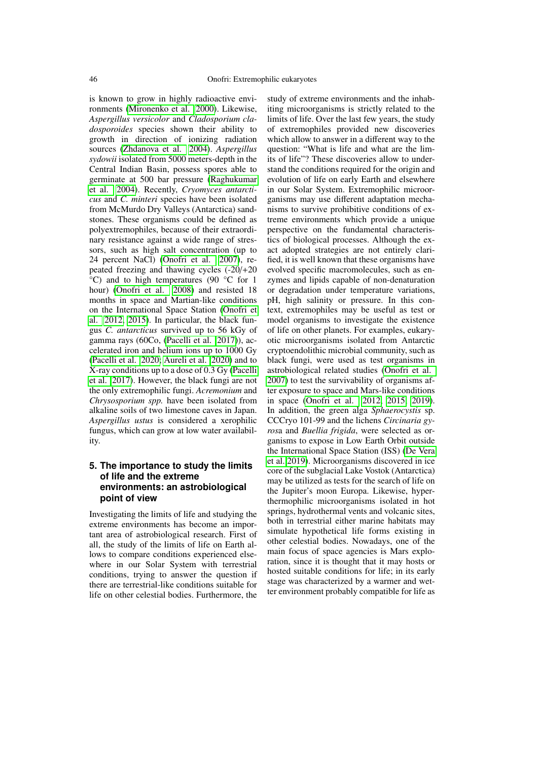is known to grow in highly radioactive environments (Mironenko et al. 2000). Likewise, *Aspergillus versicolor* and *Cladosporium cladosporoides* species shown their ability to growth in direction of ionizing radiation sources (Zhdanova et al. 2004). *Aspergillus sydowii* isolated from 5000 meters-depth in the Central Indian Basin, possess spores able to germinate at 500 bar pressure (Raghukumar et al. 2004). Recently, *Cryomyces antarcticus* and *C. minteri* species have been isolated from McMurdo Dry Valleys (Antarctica) sandstones. These organisms could be defined as polyextremophiles, because of their extraordinary resistance against a wide range of stressors, such as high salt concentration (up to 24 percent NaCl) (Onofri et al. 2007), repeated freezing and thawing cycles (-20/+20 °C) and to high temperatures (90 °C for 1 hour) (Onofri et al. 2008) and resisted 18 months in space and Martian-like conditions on the International Space Station (Onofri et al. 2012, 2015). In particular, the black fungus *C. antarcticus* survived up to 56 kGy of gamma rays (60Co, (Pacelli et al. 2017)), accelerated iron and helium ions up to 1000 Gy (Pacelli et al. 2020; Aureli et al. 2020) and to X-ray conditions up to a dose of 0.3 Gy (Pacelli et al. 2017). However, the black fungi are not the only extremophilic fungi. *Acremonium* and *Chrysosporium spp.* have been isolated from alkaline soils of two limestone caves in Japan. *Aspergillus ustus* is considered a xerophilic fungus, which can grow at low water availability.

## 5. The importance to study the limits of life and the extreme environments: an astrobiological point of view

Investigating the limits of life and studying the extreme environments has become an important area of astrobiological research. First of all, the study of the limits of life on Earth allows to compare conditions experienced elsewhere in our Solar System with terrestrial conditions, trying to answer the question if there are terrestrial-like conditions suitable for life on other celestial bodies. Furthermore, the study of extreme environments and the inhabiting microorganisms is strictly related to the limits of life. Over the last few years, the study of extremophiles provided new discoveries which allow to answer in a different way to the question: "What is life and what are the limits of life"? These discoveries allow to understand the conditions required for the origin and evolution of life on early Earth and elsewhere in our Solar System. Extremophilic microorganisms may use different adaptation mechanisms to survive prohibitive conditions of extreme environments which provide a unique perspective on the fundamental characteristics of biological processes. Although the exact adopted strategies are not entirely clarified, it is well known that these organisms have evolved specific macromolecules, such as enzymes and lipids capable of non-denaturation or degradation under temperature variations, pH, high salinity or pressure. In this context, extremophiles may be useful as test or model organisms to investigate the existence of life on other planets. For examples, eukaryotic microorganisms isolated from Antarctic cryptoendolithic microbial community, such as black fungi, were used as test organisms in astrobiological related studies (Onofri et al. 2007) to test the survivability of organisms after exposure to space and Mars-like conditions in space (Onofri et al. 2012, 2015, 2019). In addition, the green alga *Sphaerocystis* sp. CCCryo 101-99 and the lichens *Circinaria gyrosa* and *Buellia frigida*, were selected as organisms to expose in Low Earth Orbit outside the International Space Station (ISS) (De Vera et al. 2019). Microorganisms discovered in ice core of the subglacial Lake Vostok (Antarctica) may be utilized as tests for the search of life on the Jupiter's moon Europa. Likewise, hyperthermophilic microorganisms isolated in hot springs, hydrothermal vents and volcanic sites, both in terrestrial either marine habitats may simulate hypothetical life forms existing in other celestial bodies. Nowadays, one of the main focus of space agencies is Mars exploration, since it is thought that it may hosts or hosted suitable conditions for life; in its early stage was characterized by a warmer and wetter environment probably compatible for life as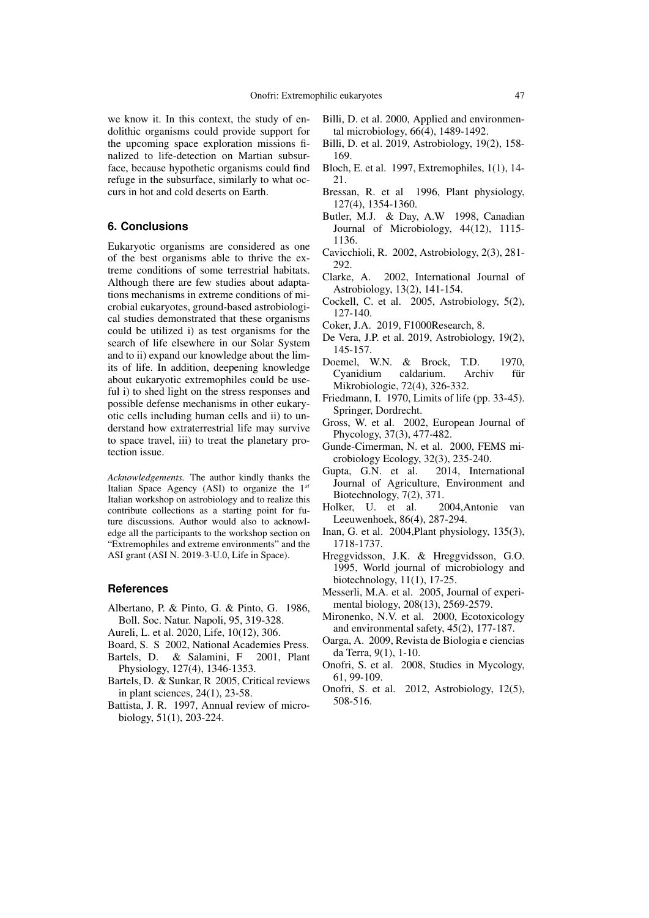we know it. In this context, the study of endolithic organisms could provide support for the upcoming space exploration missions finalized to life-detection on Martian subsurface, because hypothetic organisms could find refuge in the subsurface, similarly to what occurs in hot and cold deserts on Earth.

## 6. Conclusions

Eukaryotic organisms are considered as one of the best organisms able to thrive the extreme conditions of some terrestrial habitats. Although there are few studies about adaptations mechanisms in extreme conditions of microbial eukaryotes, ground-based astrobiological studies demonstrated that these organisms could be utilized i) as test organisms for the search of life elsewhere in our Solar System and to ii) expand our knowledge about the limits of life. In addition, deepening knowledge about eukaryotic extremophiles could be useful i) to shed light on the stress responses and possible defense mechanisms in other eukaryotic cells including human cells and ii) to understand how extraterrestrial life may survive to space travel, iii) to treat the planetary protection issue.

*Acknowledgements.* The author kindly thanks the Italian Space Agency (ASI) to organize the 1[st] Italian workshop on astrobiology and to realize this contribute collections as a starting point for future discussions. Author would also to acknowledge all the participants to the workshop section on "Extremophiles and extreme environments" and the ASI grant (ASI N. 2019-3-U.0, Life in Space).

## References

- Albertano, P. & Pinto, G. & Pinto, G. 1986, Boll. Soc. Natur. Napoli, 95, 319-328.
- Aureli, L. et al. 2020, Life, 10(12), 306.
- Board, S. S 2002, National Academies Press.
- Bartels, D. & Salamini, F 2001, Plant Physiology, 127(4), 1346-1353.
- Bartels, D. & Sunkar, R 2005, Critical reviews in plant sciences, 24(1), 23-58.
- Battista, J. R. 1997, Annual review of microbiology, 51(1), 203-224.
- Billi, D. et al. 2000, Applied and environmental microbiology, 66(4), 1489-1492.
- Billi, D. et al. 2019, Astrobiology, 19(2), 158-169.
- Bloch, E. et al. 1997, Extremophiles, 1(1), 14-21.
- Bressan, R. et al 1996, Plant physiology, 127(4), 1354-1360.
- Butler, M.J. & Day, A.W 1998, Canadian Journal of Microbiology, 44(12), 1115-1136.
- Cavicchioli, R. 2002, Astrobiology, 2(3), 281-292.
- Clarke, A. 2002, International Journal of Astrobiology, 13(2), 141-154.
- Cockell, C. et al. 2005, Astrobiology, 5(2), 127-140.
- Coker, J.A. 2019, F1000Research, 8.
- De Vera, J.P. et al. 2019, Astrobiology, 19(2), 145-157.
- Doemel, W.N. & Brock, T.D. 1970, Cyanidium caldarium. Archiv für Mikrobiologie, 72(4), 326-332.
- Friedmann, I. 1970, Limits of life (pp. 33-45). Springer, Dordrecht.
- Gross, W. et al. 2002, European Journal of Phycology, 37(3), 477-482.
- Gunde-Cimerman, N. et al. 2000, FEMS microbiology Ecology, 32(3), 235-240.
- Gupta, G.N. et al. 2014, International Journal of Agriculture, Environment and Biotechnology, 7(2), 371.
- Holker, U. et al. 2004,Antonie van Leeuwenhoek, 86(4), 287-294.
- Inan, G. et al. 2004,Plant physiology, 135(3), 1718-1737.
- Hreggvidsson, J.K. & Hreggvidsson, G.O. 1995, World journal of microbiology and biotechnology, 11(1), 17-25.
- Messerli, M.A. et al. 2005, Journal of experimental biology, 208(13), 2569-2579.
- Mironenko, N.V. et al. 2000, Ecotoxicology and environmental safety, 45(2), 177-187.
- Oarga, A. 2009, Revista de Biologia e ciencias da Terra, 9(1), 1-10.
- Onofri, S. et al. 2008, Studies in Mycology, 61, 99-109.
- Onofri, S. et al. 2012, Astrobiology, 12(5), 508-516.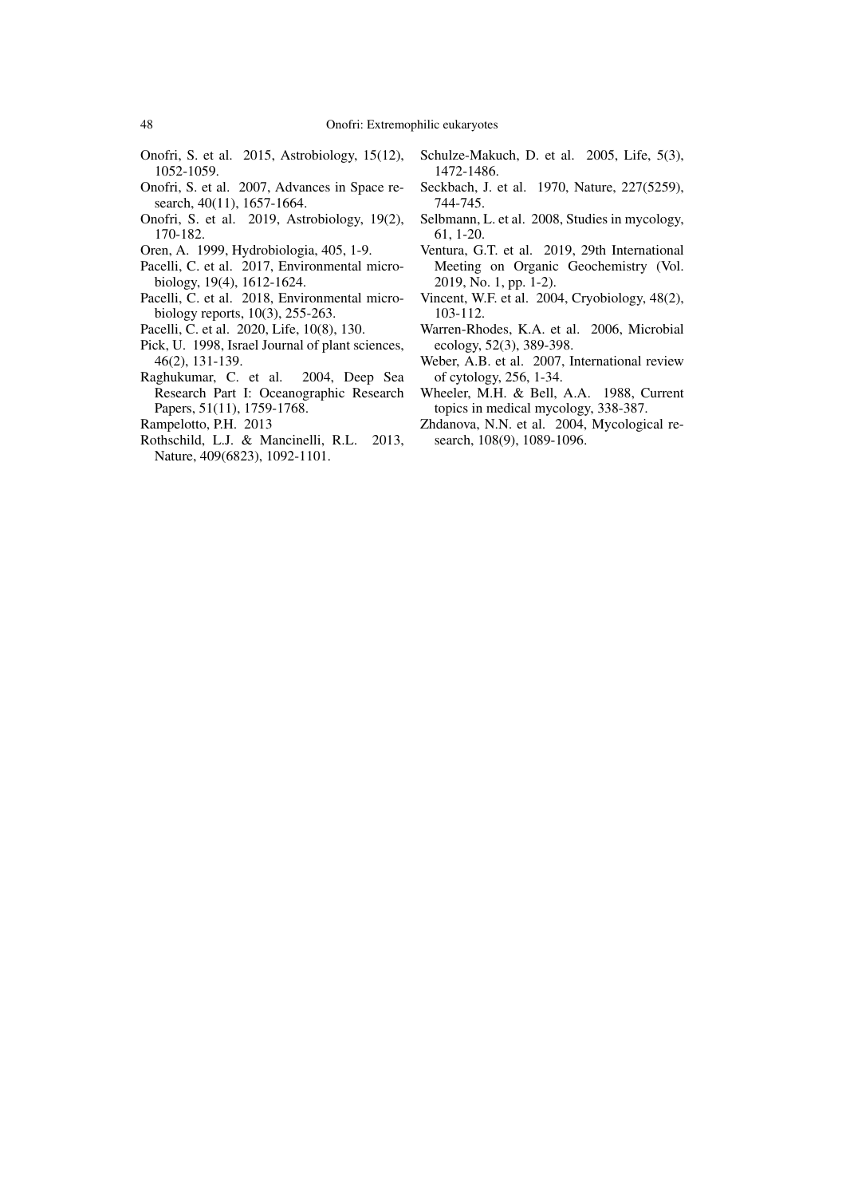Onofri, S. et al. 2015, Astrobiology, 15(12), 1052-1059.

Onofri, S. et al. 2007, Advances in Space research, 40(11), 1657-1664.

Onofri, S. et al. 2019, Astrobiology, 19(2), 170-182.

Oren, A. 1999, Hydrobiologia, 405, 1-9.

Pacelli, C. et al. 2017, Environmental microbiology, 19(4), 1612-1624.

Pacelli, C. et al. 2018, Environmental microbiology reports, 10(3), 255-263.

Pacelli, C. et al. 2020, Life, 10(8), 130.

Pick, U. 1998, Israel Journal of plant sciences, 46(2), 131-139.

Raghukumar, C. et al. 2004, Deep Sea Research Part I: Oceanographic Research Papers, 51(11), 1759-1768.

Rampelotto, P.H. 2013

Rothschild, L.J. & Mancinelli, R.L. 2013, Nature, 409(6823), 1092-1101.

Schulze-Makuch, D. et al. 2005, Life, 5(3), 1472-1486.

Seckbach, J. et al. 1970, Nature, 227(5259), 744-745.

Selbmann, L. et al. 2008, Studies in mycology, 61, 1-20.

Ventura, G.T. et al. 2019, 29th International Meeting on Organic Geochemistry (Vol. 2019, No. 1, pp. 1-2).

Vincent, W.F. et al. 2004, Cryobiology, 48(2), 103-112.

Warren-Rhodes, K.A. et al. 2006, Microbial ecology, 52(3), 389-398.

Weber, A.B. et al. 2007, International review of cytology, 256, 1-34.

Wheeler, M.H. & Bell, A.A. 1988, Current topics in medical mycology, 338-387.

Zhdanova, N.N. et al. 2004, Mycological research, 108(9), 1089-1096.